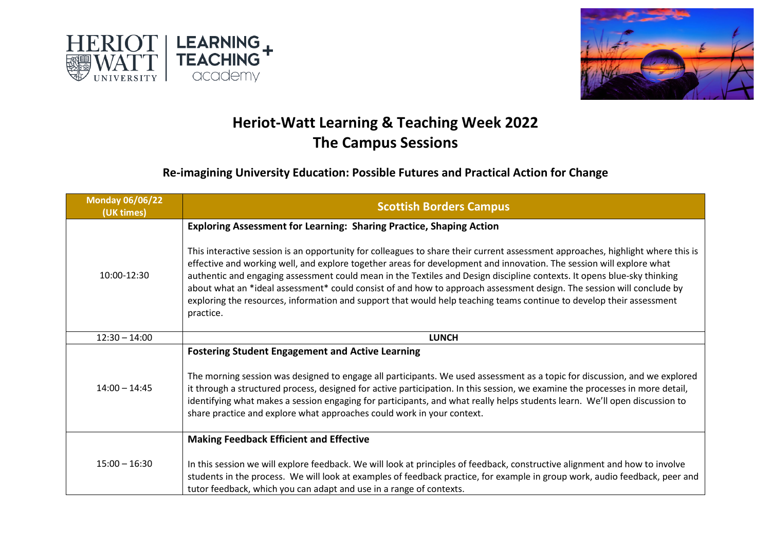# Heriot-Watt Learning & Teaching Week 2022
# The Campus Sessions

## Re-imagining University Education: Possible Futures and Practical Action for Change

| Monday 06/06/22 (UK times) | Scottish Borders Campus |
|---|---|
| 10:00-12:30 | **Exploring Assessment for Learning: Sharing Practice, Shaping Action**<br><br>This interactive session is an opportunity for colleagues to share their current assessment approaches, highlight where this is effective and working well, and explore together areas for development and innovation. The session will explore what authentic and engaging assessment could mean in the Textiles and Design discipline contexts. It opens blue-sky thinking about what an *ideal assessment* could consist of and how to approach assessment design. The session will conclude by exploring the resources, information and support that would help teaching teams continue to develop their assessment practice. |
| 12:30 – 14:00 | **LUNCH** |
| 14:00 – 14:45 | **Fostering Student Engagement and Active Learning**<br><br>The morning session was designed to engage all participants. We used assessment as a topic for discussion, and we explored it through a structured process, designed for active participation. In this session, we examine the processes in more detail, identifying what makes a session engaging for participants, and what really helps students learn. We'll open discussion to share practice and explore what approaches could work in your context. |
| 15:00 – 16:30 | **Making Feedback Efficient and Effective**<br><br>In this session we will explore feedback. We will look at principles of feedback, constructive alignment and how to involve students in the process. We will look at examples of feedback practice, for example in group work, audio feedback, peer and tutor feedback, which you can adapt and use in a range of contexts. |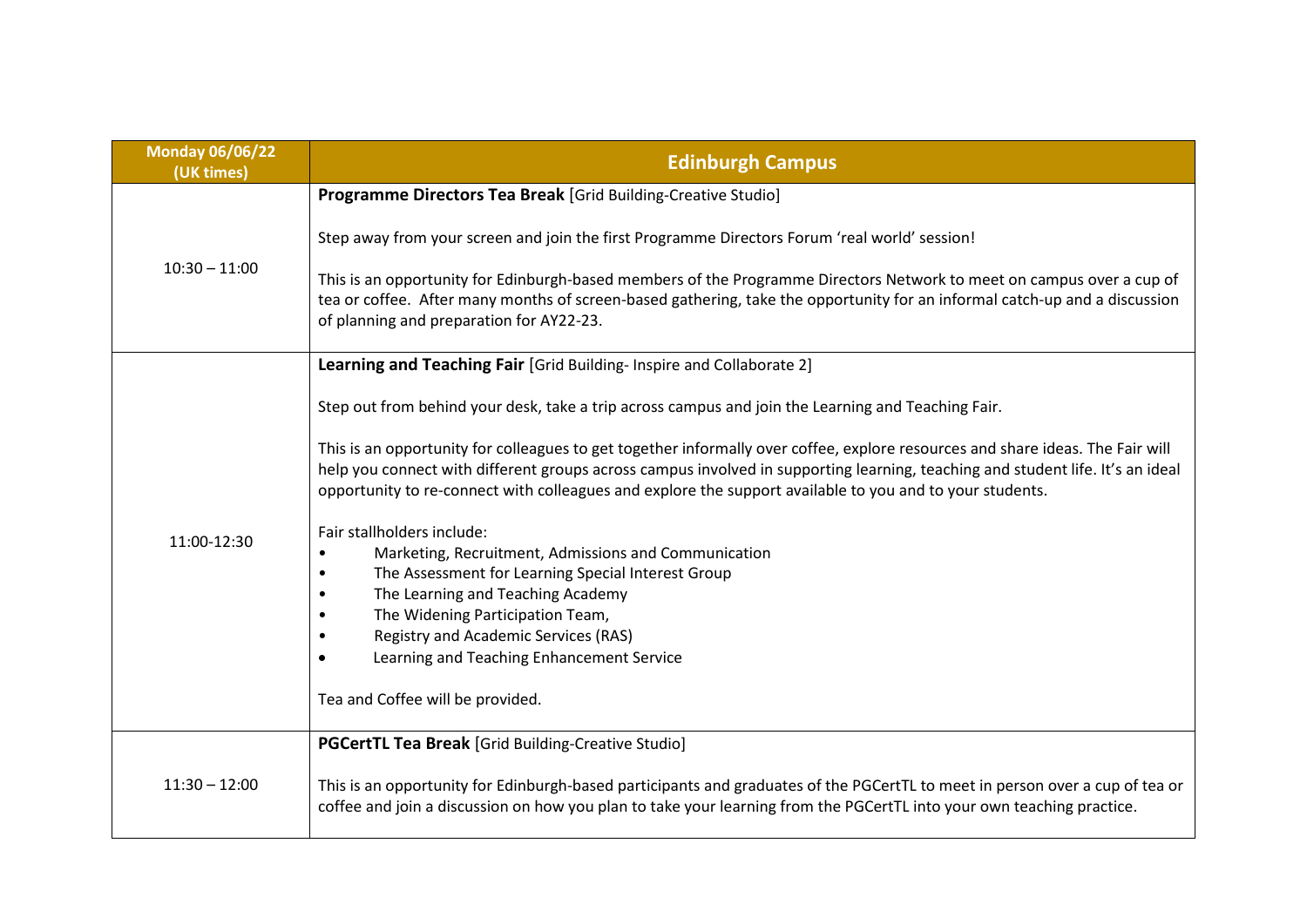| Monday 06/06/22 (UK times) | Edinburgh Campus |
|---|---|
| 10:30 – 11:00 | **Programme Directors Tea Break** [Grid Building-Creative Studio]<br><br>Step away from your screen and join the first Programme Directors Forum 'real world' session!<br><br>This is an opportunity for Edinburgh-based members of the Programme Directors Network to meet on campus over a cup of tea or coffee. After many months of screen-based gathering, take the opportunity for an informal catch-up and a discussion of planning and preparation for AY22-23. |
| 11:00-12:30 | **Learning and Teaching Fair** [Grid Building- Inspire and Collaborate 2]<br><br>Step out from behind your desk, take a trip across campus and join the Learning and Teaching Fair.<br><br>This is an opportunity for colleagues to get together informally over coffee, explore resources and share ideas. The Fair will help you connect with different groups across campus involved in supporting learning, teaching and student life. It's an ideal opportunity to re-connect with colleagues and explore the support available to you and to your students.<br><br>Fair stallholders include:<br>• Marketing, Recruitment, Admissions and Communication<br>• The Assessment for Learning Special Interest Group<br>• The Learning and Teaching Academy<br>• The Widening Participation Team,<br>• Registry and Academic Services (RAS)<br>• Learning and Teaching Enhancement Service<br><br>Tea and Coffee will be provided. |
| 11:30 – 12:00 | **PGCertTL Tea Break** [Grid Building-Creative Studio]<br><br>This is an opportunity for Edinburgh-based participants and graduates of the PGCertTL to meet in person over a cup of tea or coffee and join a discussion on how you plan to take your learning from the PGCertTL into your own teaching practice. |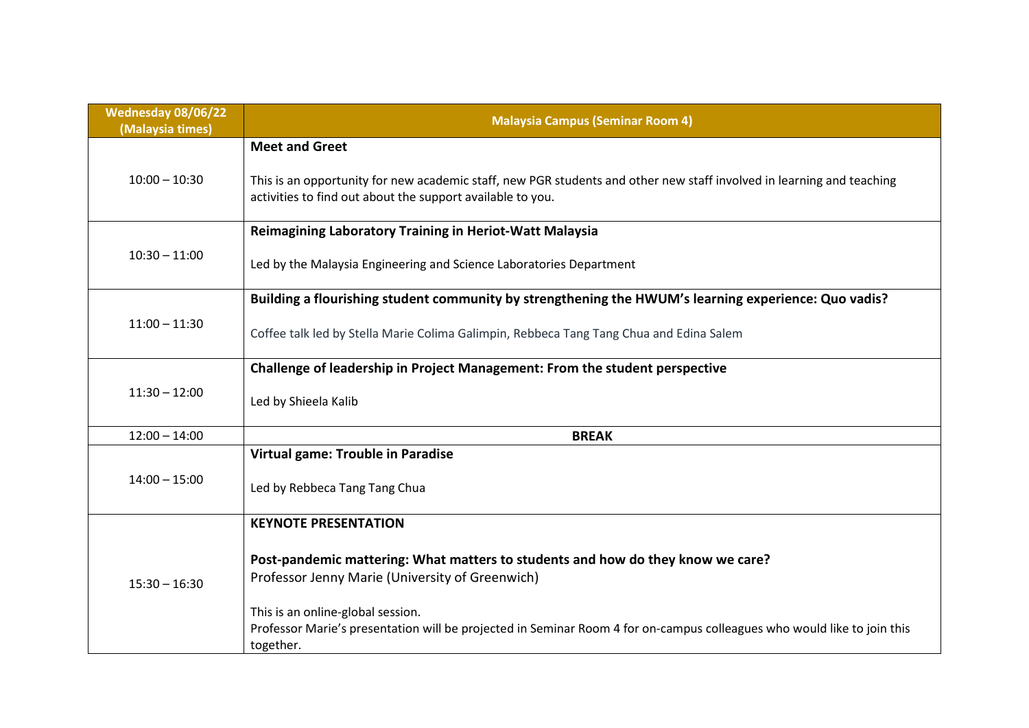| Wednesday 08/06/22 (Malaysia times) | Malaysia Campus (Seminar Room 4) |
| --- | --- |
| 10:00 – 10:30 | **Meet and Greet**<br><br>This is an opportunity for new academic staff, new PGR students and other new staff involved in learning and teaching activities to find out about the support available to you. |
| 10:30 – 11:00 | **Reimagining Laboratory Training in Heriot-Watt Malaysia**<br><br>Led by the Malaysia Engineering and Science Laboratories Department |
| 11:00 – 11:30 | **Building a flourishing student community by strengthening the HWUM's learning experience: Quo vadis?**<br><br>Coffee talk led by Stella Marie Colima Galimpin, Rebbeca Tang Tang Chua and Edina Salem |
| 11:30 – 12:00 | **Challenge of leadership in Project Management: From the student perspective**<br><br>Led by Shieela Kalib |
| 12:00 – 14:00 | **BREAK** |
| 14:00 – 15:00 | **Virtual game: Trouble in Paradise**<br><br>Led by Rebbeca Tang Tang Chua |
| 15:30 – 16:30 | **KEYNOTE PRESENTATION**<br><br>**Post-pandemic mattering: What matters to students and how do they know we care?**<br>Professor Jenny Marie (University of Greenwich)<br><br>This is an online-global session.<br>Professor Marie's presentation will be projected in Seminar Room 4 for on-campus colleagues who would like to join this together. |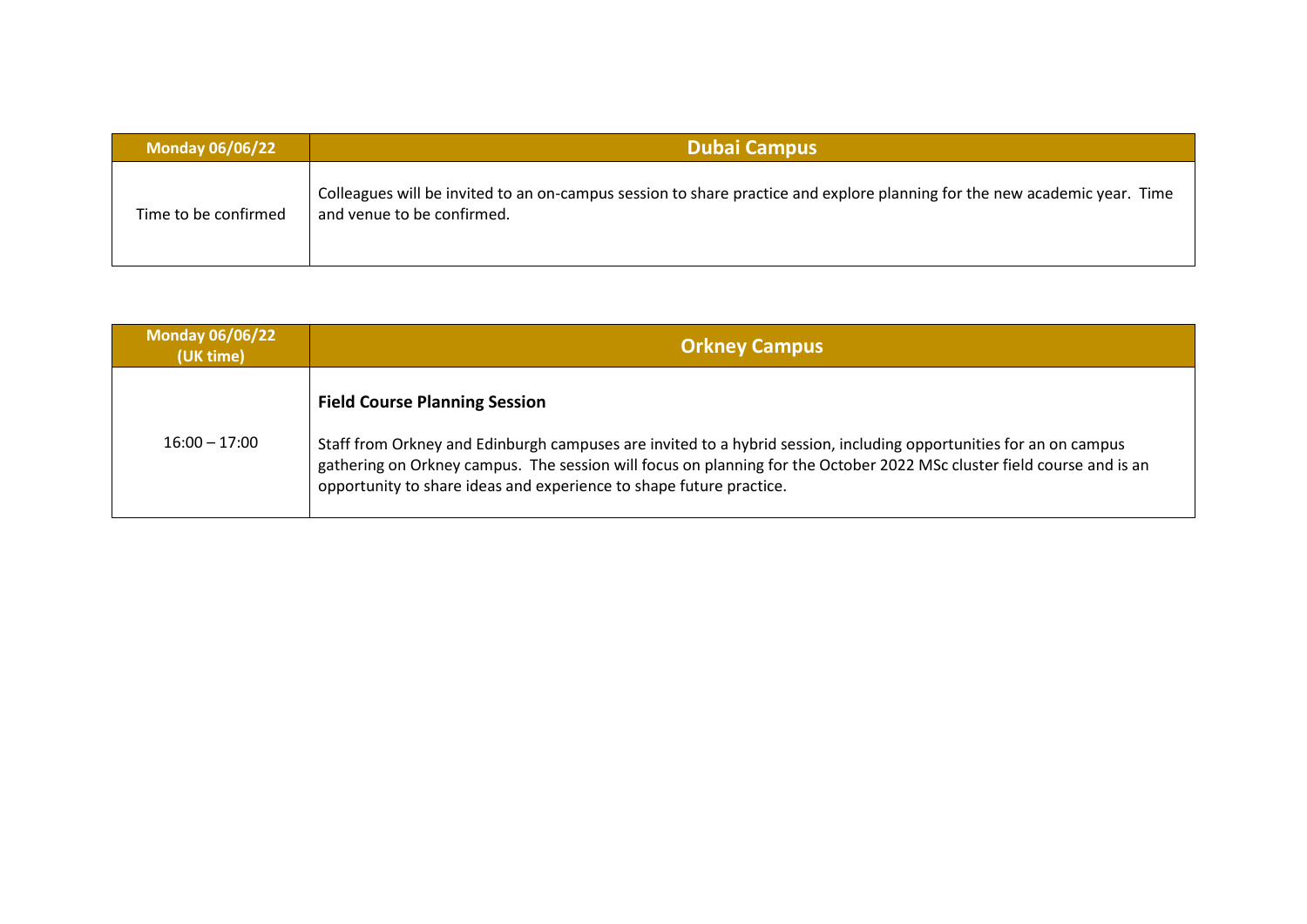| Monday 06/06/22 | Dubai Campus |
|---|---|
| Time to be confirmed | Colleagues will be invited to an on-campus session to share practice and explore planning for the new academic year. Time and venue to be confirmed. |

| Monday 06/06/22 (UK time) | Orkney Campus |
|---|---|
| 16:00 – 17:00 | **Field Course Planning Session**<br><br>Staff from Orkney and Edinburgh campuses are invited to a hybrid session, including opportunities for an on campus gathering on Orkney campus. The session will focus on planning for the October 2022 MSc cluster field course and is an opportunity to share ideas and experience to shape future practice. |